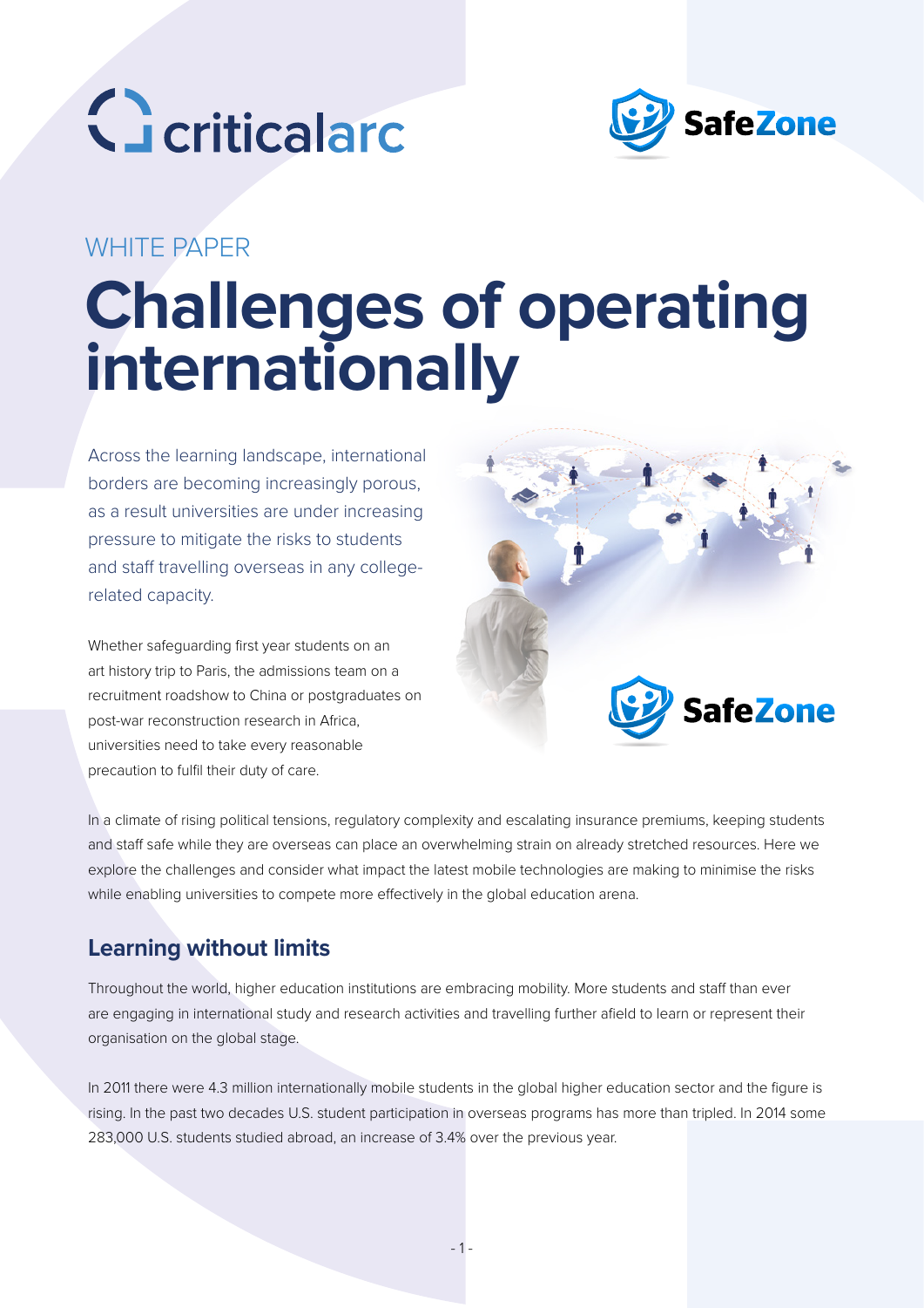WHITE PAPER

# Challenges of operating internationally

Across the learning landscape, international borders are becoming increasingly porous, as a result universities are under increasing pressure to mitigate the risks to students and staff travelling overseas in any college-related capacity.

Whether safeguarding first year students on an art history trip to Paris, the admissions team on a recruitment roadshow to China or postgraduates on post-war reconstruction research in Africa, universities need to take every reasonable precaution to fulfil their duty of care.

In a climate of rising political tensions, regulatory complexity and escalating insurance premiums, keeping students and staff safe while they are overseas can place an overwhelming strain on already stretched resources. Here we explore the challenges and consider what impact the latest mobile technologies are making to minimise the risks while enabling universities to compete more effectively in the global education arena.

## Learning without limits

Throughout the world, higher education institutions are embracing mobility. More students and staff than ever are engaging in international study and research activities and travelling further afield to learn or represent their organisation on the global stage.

In 2011 there were 4.3 million internationally mobile students in the global higher education sector and the figure is rising. In the past two decades U.S. student participation in overseas programs has more than tripled. In 2014 some 283,000 U.S. students studied abroad, an increase of 3.4% over the previous year.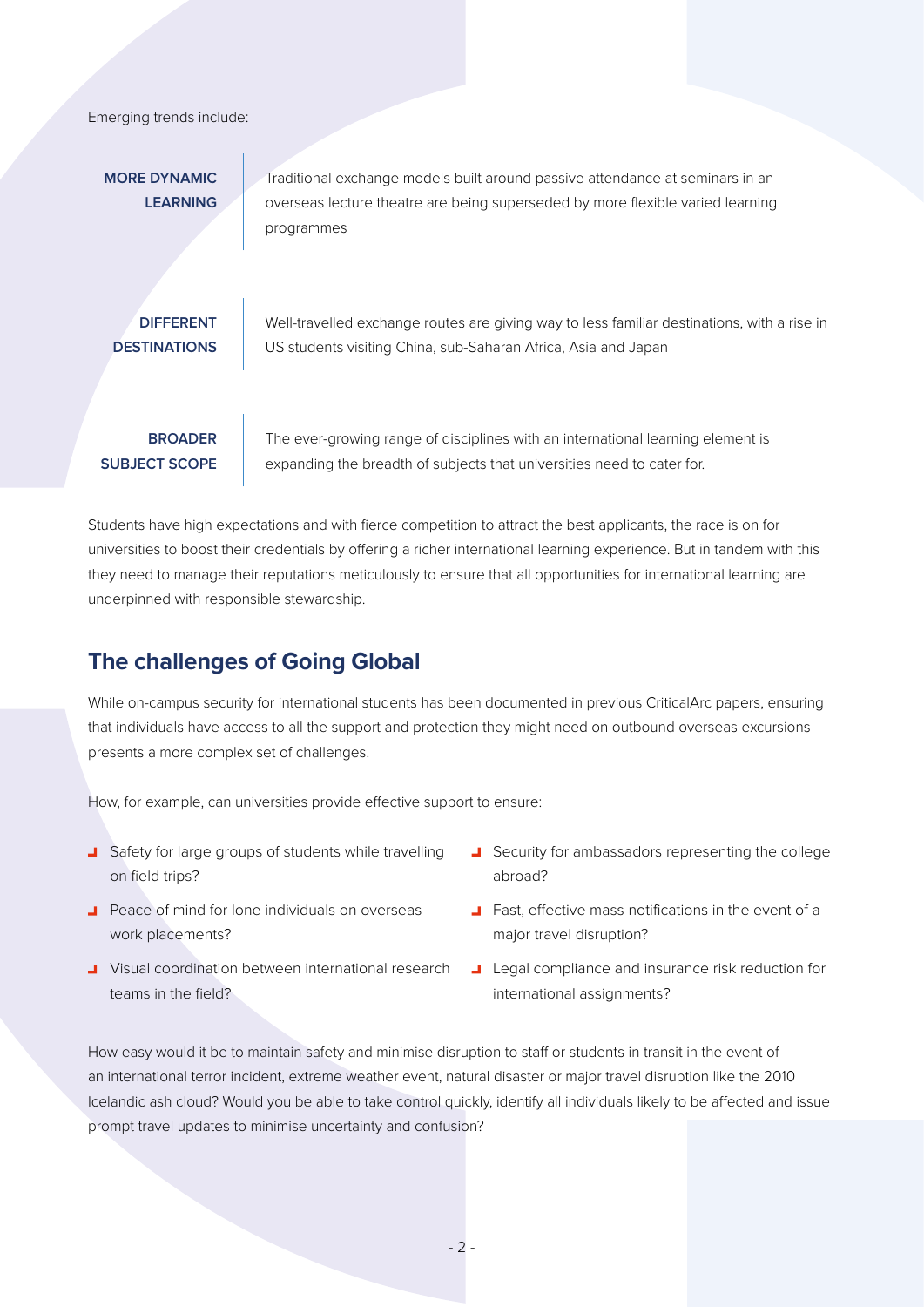Emerging trends include:

**MORE DYNAMIC LEARNING** — Traditional exchange models built around passive attendance at seminars in an overseas lecture theatre are being superseded by more flexible varied learning programmes

**DIFFERENT DESTINATIONS** — Well-travelled exchange routes are giving way to less familiar destinations, with a rise in US students visiting China, sub-Saharan Africa, Asia and Japan

**BROADER SUBJECT SCOPE** — The ever-growing range of disciplines with an international learning element is expanding the breadth of subjects that universities need to cater for.

Students have high expectations and with fierce competition to attract the best applicants, the race is on for universities to boost their credentials by offering a richer international learning experience. But in tandem with this they need to manage their reputations meticulously to ensure that all opportunities for international learning are underpinned with responsible stewardship.

## The challenges of Going Global

While on-campus security for international students has been documented in previous CriticalArc papers, ensuring that individuals have access to all the support and protection they might need on outbound overseas excursions presents a more complex set of challenges.

How, for example, can universities provide effective support to ensure:

- Safety for large groups of students while travelling on field trips?
- Peace of mind for lone individuals on overseas work placements?
- Visual coordination between international research teams in the field?
- Security for ambassadors representing the college abroad?
- Fast, effective mass notifications in the event of a major travel disruption?
- Legal compliance and insurance risk reduction for international assignments?

How easy would it be to maintain safety and minimise disruption to staff or students in transit in the event of an international terror incident, extreme weather event, natural disaster or major travel disruption like the 2010 Icelandic ash cloud? Would you be able to take control quickly, identify all individuals likely to be affected and issue prompt travel updates to minimise uncertainty and confusion?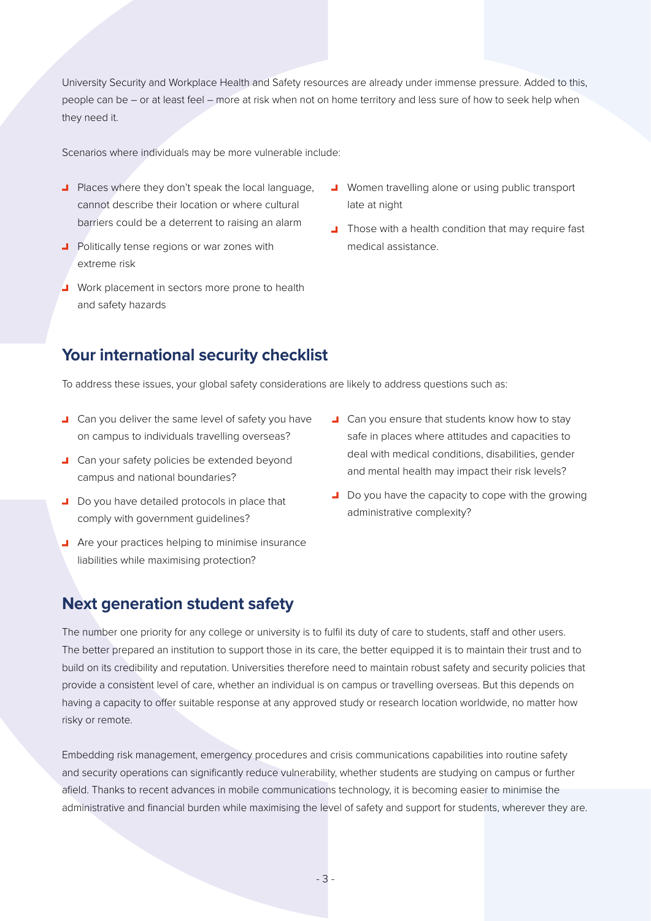University Security and Workplace Health and Safety resources are already under immense pressure. Added to this, people can be – or at least feel – more at risk when not on home territory and less sure of how to seek help when they need it.

Scenarios where individuals may be more vulnerable include:

- Places where they don't speak the local language, cannot describe their location or where cultural barriers could be a deterrent to raising an alarm
- Politically tense regions or war zones with extreme risk
- Work placement in sectors more prone to health and safety hazards
- Women travelling alone or using public transport late at night
- Those with a health condition that may require fast medical assistance.

## Your international security checklist

To address these issues, your global safety considerations are likely to address questions such as:

- Can you deliver the same level of safety you have on campus to individuals travelling overseas?
- Can your safety policies be extended beyond campus and national boundaries?
- Do you have detailed protocols in place that comply with government guidelines?
- Are your practices helping to minimise insurance liabilities while maximising protection?
- Can you ensure that students know how to stay safe in places where attitudes and capacities to deal with medical conditions, disabilities, gender and mental health may impact their risk levels?
- Do you have the capacity to cope with the growing administrative complexity?

## Next generation student safety

The number one priority for any college or university is to fulfil its duty of care to students, staff and other users. The better prepared an institution to support those in its care, the better equipped it is to maintain their trust and to build on its credibility and reputation. Universities therefore need to maintain robust safety and security policies that provide a consistent level of care, whether an individual is on campus or travelling overseas. But this depends on having a capacity to offer suitable response at any approved study or research location worldwide, no matter how risky or remote.

Embedding risk management, emergency procedures and crisis communications capabilities into routine safety and security operations can significantly reduce vulnerability, whether students are studying on campus or further afield. Thanks to recent advances in mobile communications technology, it is becoming easier to minimise the administrative and financial burden while maximising the level of safety and support for students, wherever they are.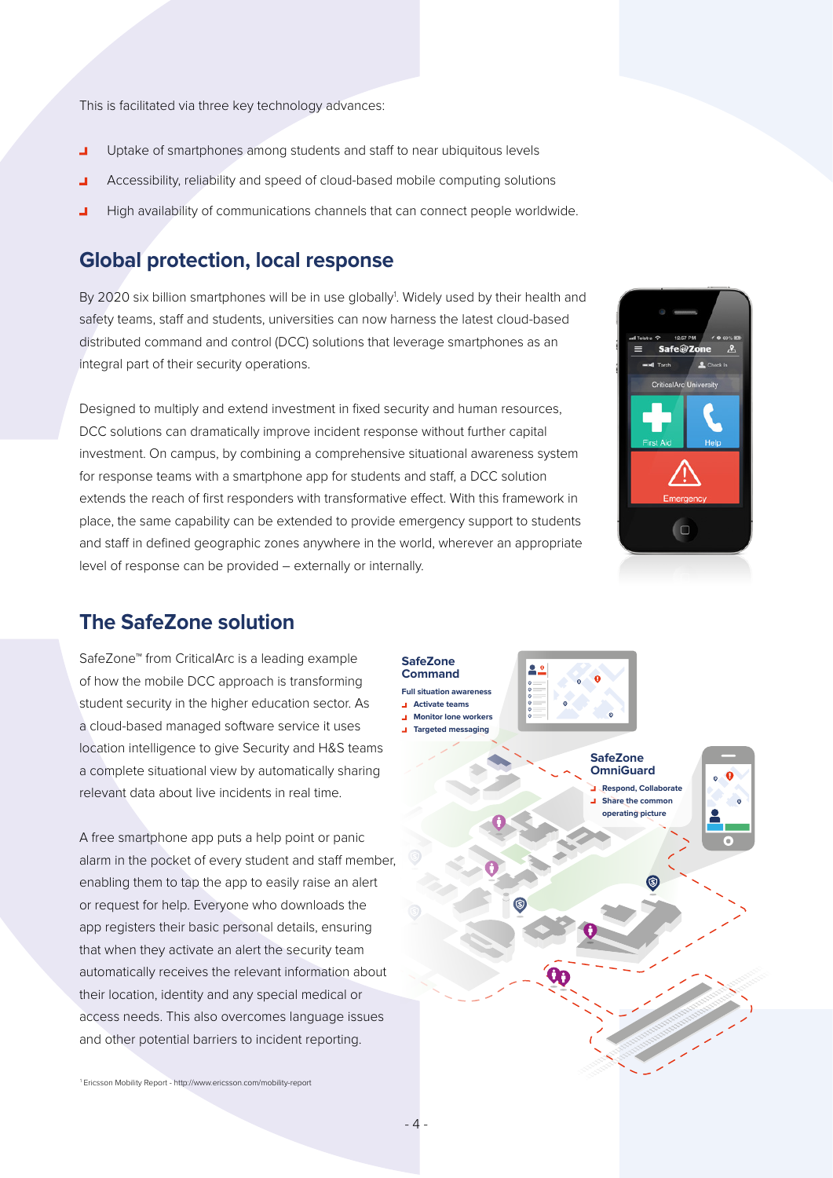This is facilitated via three key technology advances:

- Uptake of smartphones among students and staff to near ubiquitous levels
- Accessibility, reliability and speed of cloud-based mobile computing solutions
- High availability of communications channels that can connect people worldwide.

## Global protection, local response

By 2020 six billion smartphones will be in use globally[1]. Widely used by their health and safety teams, staff and students, universities can now harness the latest cloud-based distributed command and control (DCC) solutions that leverage smartphones as an integral part of their security operations.

Designed to multiply and extend investment in fixed security and human resources, DCC solutions can dramatically improve incident response without further capital investment. On campus, by combining a comprehensive situational awareness system for response teams with a smartphone app for students and staff, a DCC solution extends the reach of first responders with transformative effect. With this framework in place, the same capability can be extended to provide emergency support to students and staff in defined geographic zones anywhere in the world, wherever an appropriate level of response can be provided – externally or internally.

## The SafeZone solution

SafeZone™ from CriticalArc is a leading example of how the mobile DCC approach is transforming student security in the higher education sector. As a cloud-based managed software service it uses location intelligence to give Security and H&S teams a complete situational view by automatically sharing relevant data about live incidents in real time.

A free smartphone app puts a help point or panic alarm in the pocket of every student and staff member, enabling them to tap the app to easily raise an alert or request for help. Everyone who downloads the app registers their basic personal details, ensuring that when they activate an alert the security team automatically receives the relevant information about their location, identity and any special medical or access needs. This also overcomes language issues and other potential barriers to incident reporting.

**SafeZone Command**

Full situation awareness

- Activate teams
- Monitor lone workers
- Targeted messaging

**SafeZone OmniGuard**

- Respond, Collaborate
- Share the common operating picture

[1] Ericsson Mobility Report - http://www.ericsson.com/mobility-report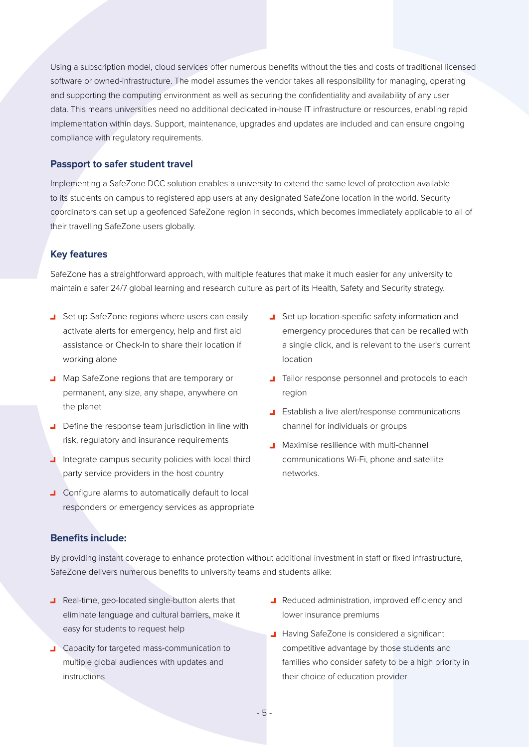Using a subscription model, cloud services offer numerous benefits without the ties and costs of traditional licensed software or owned-infrastructure. The model assumes the vendor takes all responsibility for managing, operating and supporting the computing environment as well as securing the confidentiality and availability of any user data. This means universities need no additional dedicated in-house IT infrastructure or resources, enabling rapid implementation within days. Support, maintenance, upgrades and updates are included and can ensure ongoing compliance with regulatory requirements.

### Passport to safer student travel

Implementing a SafeZone DCC solution enables a university to extend the same level of protection available to its students on campus to registered app users at any designated SafeZone location in the world. Security coordinators can set up a geofenced SafeZone region in seconds, which becomes immediately applicable to all of their travelling SafeZone users globally.

### Key features

SafeZone has a straightforward approach, with multiple features that make it much easier for any university to maintain a safer 24/7 global learning and research culture as part of its Health, Safety and Security strategy.

- Set up SafeZone regions where users can easily activate alerts for emergency, help and first aid assistance or Check-In to share their location if working alone
- Map SafeZone regions that are temporary or permanent, any size, any shape, anywhere on the planet
- Define the response team jurisdiction in line with risk, regulatory and insurance requirements
- Integrate campus security policies with local third party service providers in the host country
- Configure alarms to automatically default to local responders or emergency services as appropriate
- Set up location-specific safety information and emergency procedures that can be recalled with a single click, and is relevant to the user's current location
- Tailor response personnel and protocols to each region
- Establish a live alert/response communications channel for individuals or groups
- Maximise resilience with multi-channel communications Wi-Fi, phone and satellite networks.

### Benefits include:

By providing instant coverage to enhance protection without additional investment in staff or fixed infrastructure, SafeZone delivers numerous benefits to university teams and students alike:

- Real-time, geo-located single-button alerts that eliminate language and cultural barriers, make it easy for students to request help
- Capacity for targeted mass-communication to multiple global audiences with updates and instructions
- Reduced administration, improved efficiency and lower insurance premiums
- Having SafeZone is considered a significant competitive advantage by those students and families who consider safety to be a high priority in their choice of education provider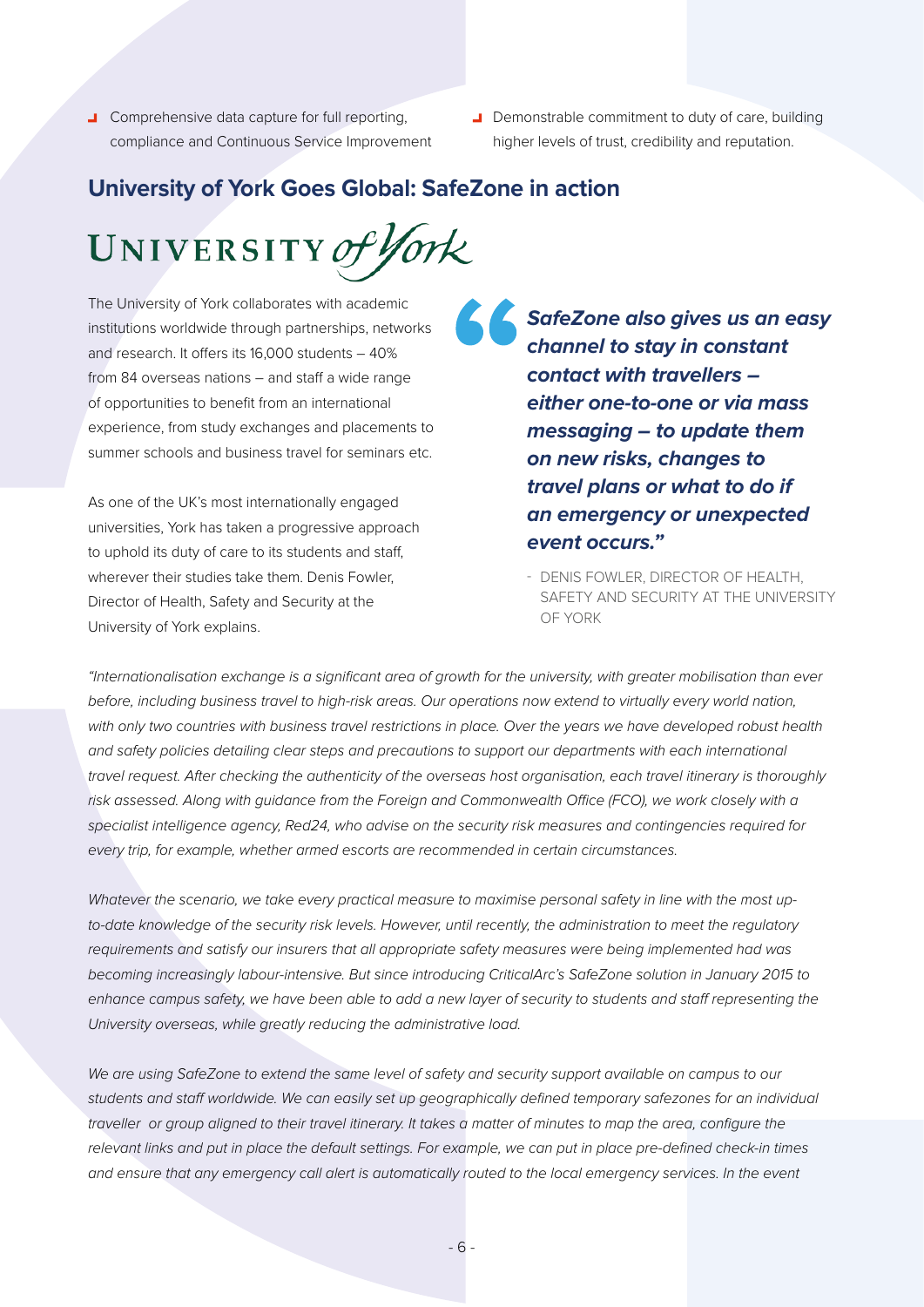- Comprehensive data capture for full reporting, compliance and Continuous Service Improvement
- Demonstrable commitment to duty of care, building higher levels of trust, credibility and reputation.

## University of York Goes Global: SafeZone in action

UNIVERSITY *of York*

The University of York collaborates with academic institutions worldwide through partnerships, networks and research. It offers its 16,000 students – 40% from 84 overseas nations – and staff a wide range of opportunities to benefit from an international experience, from study exchanges and placements to summer schools and business travel for seminars etc.

As one of the UK's most internationally engaged universities, York has taken a progressive approach to uphold its duty of care to its students and staff, wherever their studies take them. Denis Fowler, Director of Health, Safety and Security at the University of York explains.

> ***"SafeZone also gives us an easy channel to stay in constant contact with travellers – either one-to-one or via mass messaging – to update them on new risks, changes to travel plans or what to do if an emergency or unexpected event occurs."***
>
> \- DENIS FOWLER, DIRECTOR OF HEALTH, SAFETY AND SECURITY AT THE UNIVERSITY OF YORK

*"Internationalisation exchange is a significant area of growth for the university, with greater mobilisation than ever before, including business travel to high-risk areas. Our operations now extend to virtually every world nation, with only two countries with business travel restrictions in place. Over the years we have developed robust health and safety policies detailing clear steps and precautions to support our departments with each international travel request. After checking the authenticity of the overseas host organisation, each travel itinerary is thoroughly risk assessed. Along with guidance from the Foreign and Commonwealth Office (FCO), we work closely with a specialist intelligence agency, Red24, who advise on the security risk measures and contingencies required for every trip, for example, whether armed escorts are recommended in certain circumstances.*

*Whatever the scenario, we take every practical measure to maximise personal safety in line with the most up-to-date knowledge of the security risk levels. However, until recently, the administration to meet the regulatory requirements and satisfy our insurers that all appropriate safety measures were being implemented had was becoming increasingly labour-intensive. But since introducing CriticalArc's SafeZone solution in January 2015 to enhance campus safety, we have been able to add a new layer of security to students and staff representing the University overseas, while greatly reducing the administrative load.*

*We are using SafeZone to extend the same level of safety and security support available on campus to our students and staff worldwide. We can easily set up geographically defined temporary safezones for an individual traveller or group aligned to their travel itinerary. It takes a matter of minutes to map the area, configure the relevant links and put in place the default settings. For example, we can put in place pre-defined check-in times and ensure that any emergency call alert is automatically routed to the local emergency services. In the event*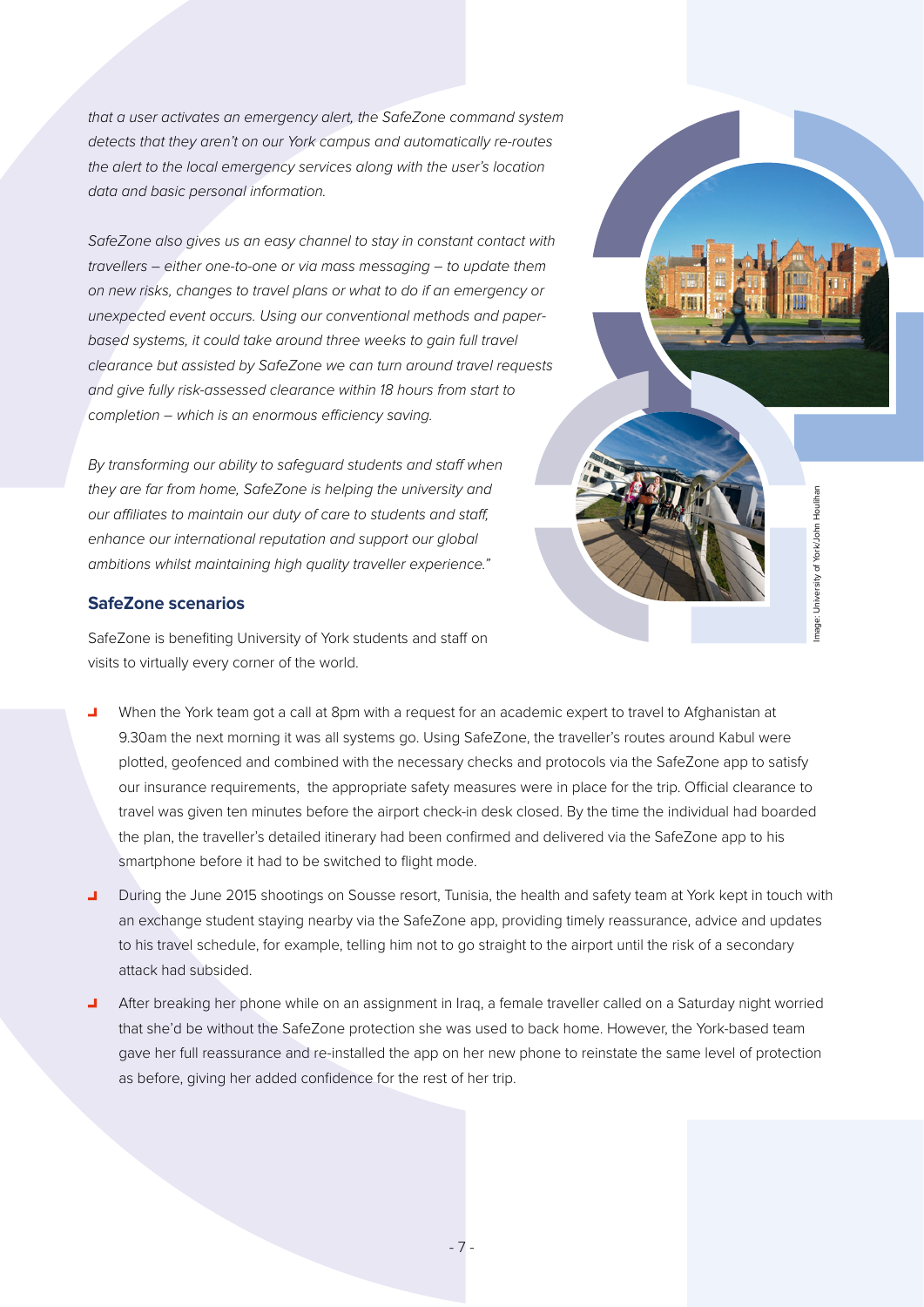*that a user activates an emergency alert, the SafeZone command system detects that they aren't on our York campus and automatically re-routes the alert to the local emergency services along with the user's location data and basic personal information.*

*SafeZone also gives us an easy channel to stay in constant contact with travellers – either one-to-one or via mass messaging – to update them on new risks, changes to travel plans or what to do if an emergency or unexpected event occurs. Using our conventional methods and paper-based systems, it could take around three weeks to gain full travel clearance but assisted by SafeZone we can turn around travel requests and give fully risk-assessed clearance within 18 hours from start to completion – which is an enormous efficiency saving.*

*By transforming our ability to safeguard students and staff when they are far from home, SafeZone is helping the university and our affiliates to maintain our duty of care to students and staff, enhance our international reputation and support our global ambitions whilst maintaining high quality traveller experience."*

Image: University of York/John Houlihan

### SafeZone scenarios

SafeZone is benefiting University of York students and staff on visits to virtually every corner of the world.

- When the York team got a call at 8pm with a request for an academic expert to travel to Afghanistan at 9.30am the next morning it was all systems go. Using SafeZone, the traveller's routes around Kabul were plotted, geofenced and combined with the necessary checks and protocols via the SafeZone app to satisfy our insurance requirements, the appropriate safety measures were in place for the trip. Official clearance to travel was given ten minutes before the airport check-in desk closed. By the time the individual had boarded the plan, the traveller's detailed itinerary had been confirmed and delivered via the SafeZone app to his smartphone before it had to be switched to flight mode.
- During the June 2015 shootings on Sousse resort, Tunisia, the health and safety team at York kept in touch with an exchange student staying nearby via the SafeZone app, providing timely reassurance, advice and updates to his travel schedule, for example, telling him not to go straight to the airport until the risk of a secondary attack had subsided.
- After breaking her phone while on an assignment in Iraq, a female traveller called on a Saturday night worried that she'd be without the SafeZone protection she was used to back home. However, the York-based team gave her full reassurance and re-installed the app on her new phone to reinstate the same level of protection as before, giving her added confidence for the rest of her trip.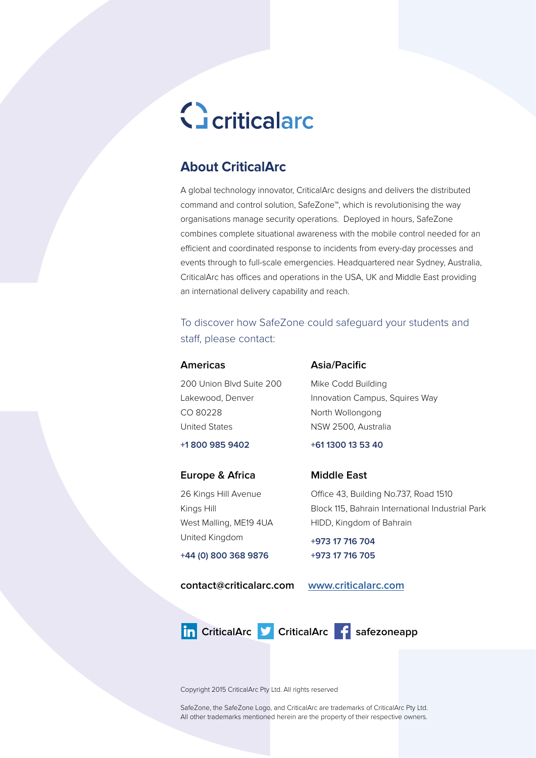criticalarc

## About CriticalArc

A global technology innovator, CriticalArc designs and delivers the distributed command and control solution, SafeZone™, which is revolutionising the way organisations manage security operations. Deployed in hours, SafeZone combines complete situational awareness with the mobile control needed for an efficient and coordinated response to incidents from every-day processes and events through to full-scale emergencies. Headquartered near Sydney, Australia, CriticalArc has offices and operations in the USA, UK and Middle East providing an international delivery capability and reach.

To discover how SafeZone could safeguard your students and staff, please contact:

### Americas

200 Union Blvd Suite 200
Lakewood, Denver
CO 80228
United States

**+1 800 985 9402**

### Asia/Pacific

Mike Codd Building
Innovation Campus, Squires Way
North Wollongong
NSW 2500, Australia

**+61 1300 13 53 40**

### Europe & Africa

26 Kings Hill Avenue
Kings Hill
West Malling, ME19 4UA
United Kingdom

**+44 (0) 800 368 9876**

### Middle East

Office 43, Building No.737, Road 1510
Block 115, Bahrain International Industrial Park
HIDD, Kingdom of Bahrain

**+973 17 716 704**
**+973 17 716 705**

**contact@criticalarc.com** [www.criticalarc.com](www.criticalarc.com)

**CriticalArc** **CriticalArc** **safezoneapp**

Copyright 2015 CriticalArc Pty Ltd. All rights reserved

SafeZone, the SafeZone Logo, and CriticalArc are trademarks of CriticalArc Pty Ltd.
All other trademarks mentioned herein are the property of their respective owners.